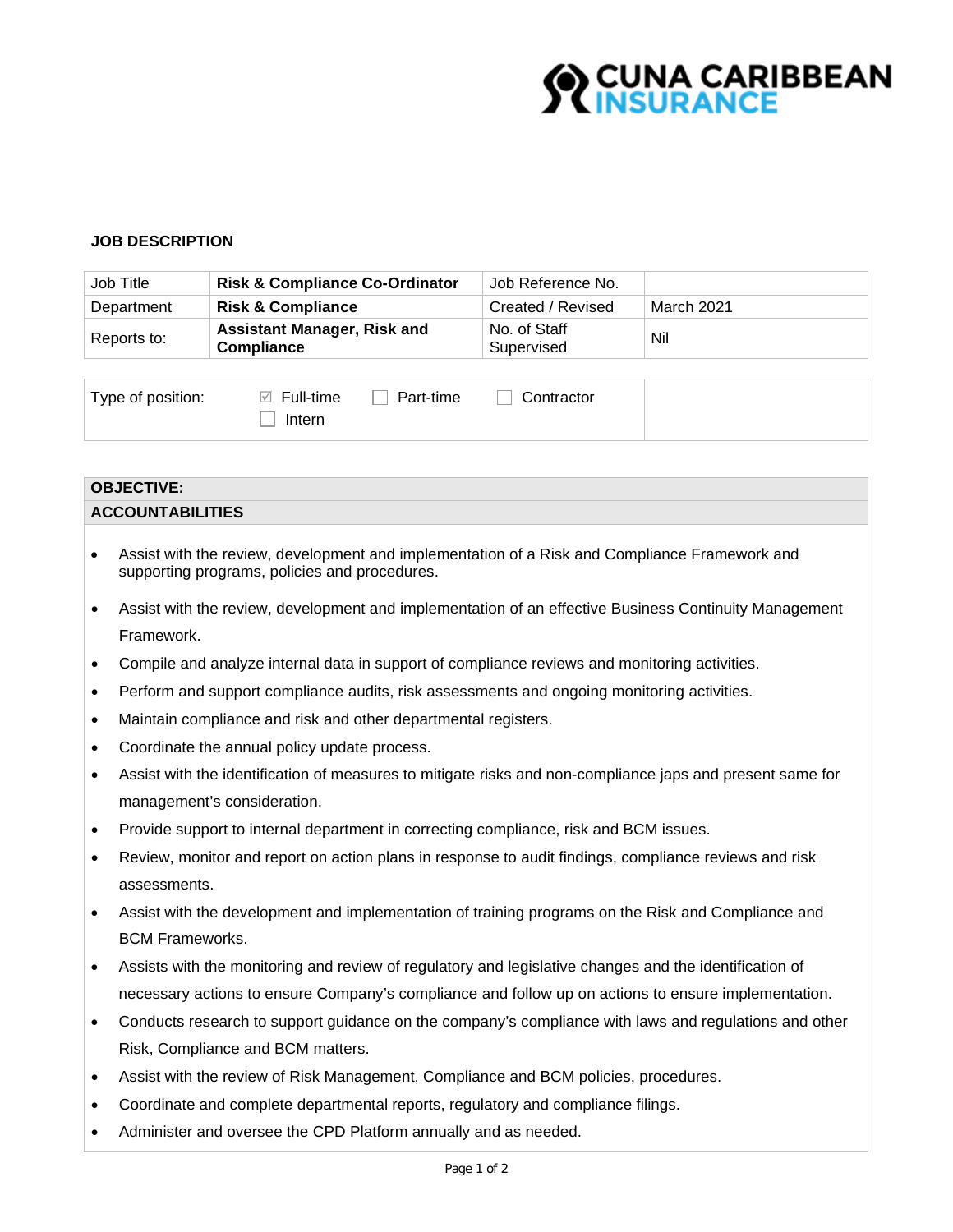CUNA CARIBBEAN INSURANCE

## JOB DESCRIPTION

| Job Title | **Risk & Compliance Co-Ordinator** | Job Reference No. | |
|---|---|---|---|
| Department | **Risk & Compliance** | Created / Revised | March 2021 |
| Reports to: | **Assistant Manager, Risk and Compliance** | No. of Staff Supervised | Nil |

| Type of position: | ☑ Full-time ☐ Part-time ☐ Contractor ☐ Intern | |
|---|---|---|

**OBJECTIVE:**

**ACCOUNTABILITIES**

- Assist with the review, development and implementation of a Risk and Compliance Framework and supporting programs, policies and procedures.
- Assist with the review, development and implementation of an effective Business Continuity Management Framework.
- Compile and analyze internal data in support of compliance reviews and monitoring activities.
- Perform and support compliance audits, risk assessments and ongoing monitoring activities.
- Maintain compliance and risk and other departmental registers.
- Coordinate the annual policy update process.
- Assist with the identification of measures to mitigate risks and non-compliance japs and present same for management's consideration.
- Provide support to internal department in correcting compliance, risk and BCM issues.
- Review, monitor and report on action plans in response to audit findings, compliance reviews and risk assessments.
- Assist with the development and implementation of training programs on the Risk and Compliance and BCM Frameworks.
- Assists with the monitoring and review of regulatory and legislative changes and the identification of necessary actions to ensure Company's compliance and follow up on actions to ensure implementation.
- Conducts research to support guidance on the company's compliance with laws and regulations and other Risk, Compliance and BCM matters.
- Assist with the review of Risk Management, Compliance and BCM policies, procedures.
- Coordinate and complete departmental reports, regulatory and compliance filings.
- Administer and oversee the CPD Platform annually and as needed.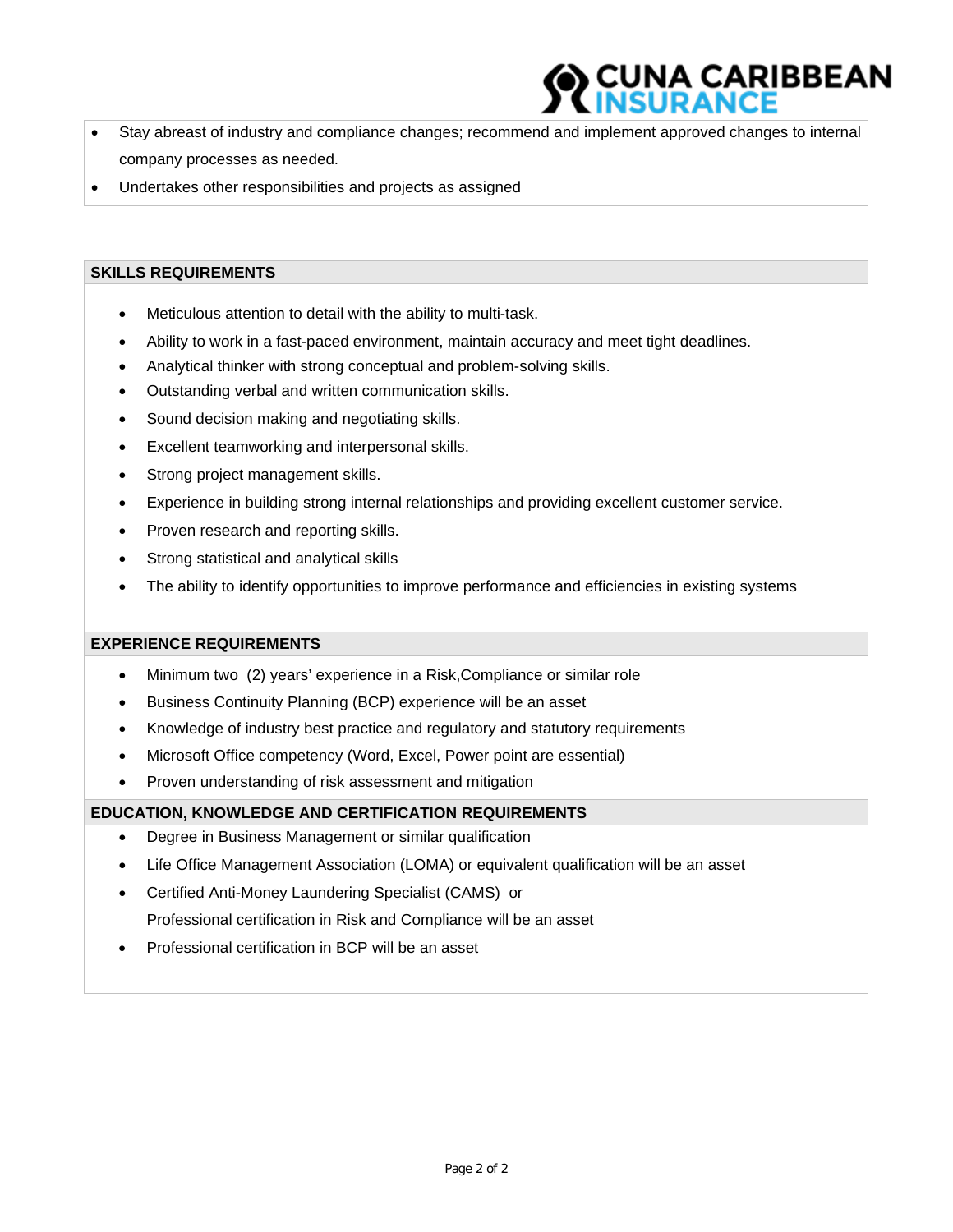- Stay abreast of industry and compliance changes; recommend and implement approved changes to internal company processes as needed.
- Undertakes other responsibilities and projects as assigned

## SKILLS REQUIREMENTS

- Meticulous attention to detail with the ability to multi-task.
- Ability to work in a fast-paced environment, maintain accuracy and meet tight deadlines.
- Analytical thinker with strong conceptual and problem-solving skills.
- Outstanding verbal and written communication skills.
- Sound decision making and negotiating skills.
- Excellent teamworking and interpersonal skills.
- Strong project management skills.
- Experience in building strong internal relationships and providing excellent customer service.
- Proven research and reporting skills.
- Strong statistical and analytical skills
- The ability to identify opportunities to improve performance and efficiencies in existing systems

## EXPERIENCE REQUIREMENTS

- Minimum two (2) years' experience in a Risk,Compliance or similar role
- Business Continuity Planning (BCP) experience will be an asset
- Knowledge of industry best practice and regulatory and statutory requirements
- Microsoft Office competency (Word, Excel, Power point are essential)
- Proven understanding of risk assessment and mitigation

## EDUCATION, KNOWLEDGE AND CERTIFICATION REQUIREMENTS

- Degree in Business Management or similar qualification
- Life Office Management Association (LOMA) or equivalent qualification will be an asset
- Certified Anti-Money Laundering Specialist (CAMS) or
  Professional certification in Risk and Compliance will be an asset
- Professional certification in BCP will be an asset